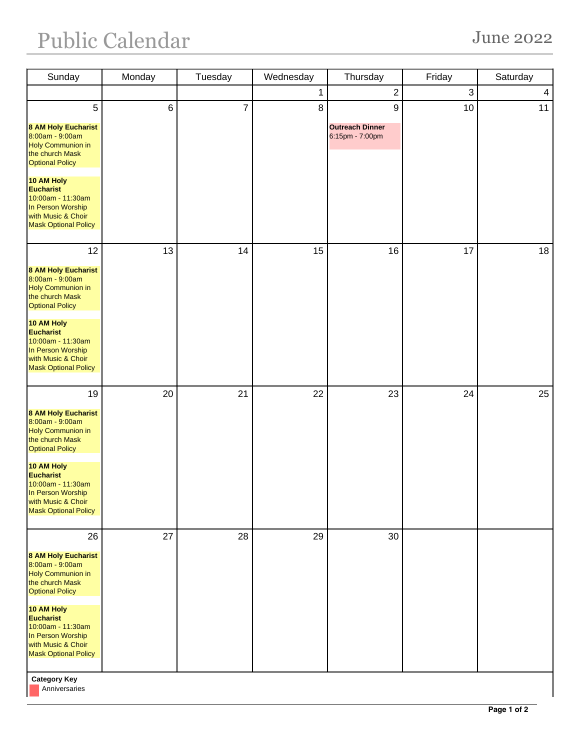# Public Calendar

## June 2022

| Sunday | Monday | Tuesday | Wednesday | Thursday | Friday | Saturday |
|---|---|---|---|---|---|---|
| | | | 1 | 2 | 3 | 4 |
| 5<br><br>**8 AM Holy Eucharist**<br>8:00am - 9:00am<br>Holy Communion in the church Mask Optional Policy<br><br>**10 AM Holy Eucharist**<br>10:00am - 11:30am<br>In Person Worship with Music & Choir Mask Optional Policy | 6 | 7 | 8 | 9<br><br>**Outreach Dinner**<br>6:15pm - 7:00pm | 10 | 11 |
| 12<br><br>**8 AM Holy Eucharist**<br>8:00am - 9:00am<br>Holy Communion in the church Mask Optional Policy<br><br>**10 AM Holy Eucharist**<br>10:00am - 11:30am<br>In Person Worship with Music & Choir Mask Optional Policy | 13 | 14 | 15 | 16 | 17 | 18 |
| 19<br><br>**8 AM Holy Eucharist**<br>8:00am - 9:00am<br>Holy Communion in the church Mask Optional Policy<br><br>**10 AM Holy Eucharist**<br>10:00am - 11:30am<br>In Person Worship with Music & Choir Mask Optional Policy | 20 | 21 | 22 | 23 | 24 | 25 |
| 26<br><br>**8 AM Holy Eucharist**<br>8:00am - 9:00am<br>Holy Communion in the church Mask Optional Policy<br><br>**10 AM Holy Eucharist**<br>10:00am - 11:30am<br>In Person Worship with Music & Choir Mask Optional Policy | 27 | 28 | 29 | 30 | | |

**Category Key**

- Anniversaries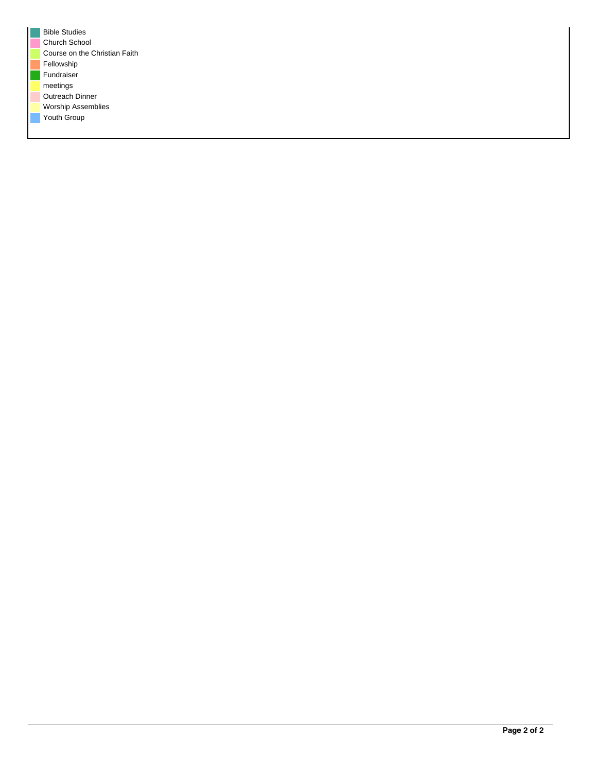- Bible Studies
- Church School
- Course on the Christian Faith
- Fellowship
- Fundraiser
- meetings
- Outreach Dinner
- Worship Assemblies
- Youth Group